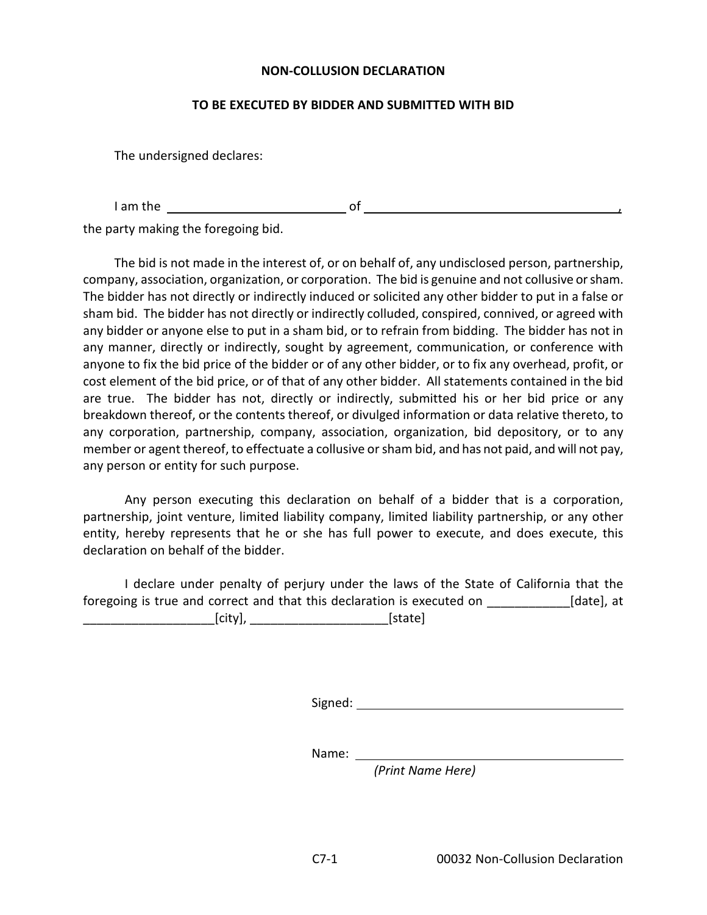**NON-COLLUSION DECLARATION**

**TO BE EXECUTED BY BIDDER AND SUBMITTED WITH BID**

The undersigned declares:

I am the ____________________________ of ________________________________________,
the party making the foregoing bid.

The bid is not made in the interest of, or on behalf of, any undisclosed person, partnership, company, association, organization, or corporation. The bid is genuine and not collusive or sham. The bidder has not directly or indirectly induced or solicited any other bidder to put in a false or sham bid. The bidder has not directly or indirectly colluded, conspired, connived, or agreed with any bidder or anyone else to put in a sham bid, or to refrain from bidding. The bidder has not in any manner, directly or indirectly, sought by agreement, communication, or conference with anyone to fix the bid price of the bidder or of any other bidder, or to fix any overhead, profit, or cost element of the bid price, or of that of any other bidder. All statements contained in the bid are true. The bidder has not, directly or indirectly, submitted his or her bid price or any breakdown thereof, or the contents thereof, or divulged information or data relative thereto, to any corporation, partnership, company, association, organization, bid depository, or to any member or agent thereof, to effectuate a collusive or sham bid, and has not paid, and will not pay, any person or entity for such purpose.

Any person executing this declaration on behalf of a bidder that is a corporation, partnership, joint venture, limited liability company, limited liability partnership, or any other entity, hereby represents that he or she has full power to execute, and does execute, this declaration on behalf of the bidder.

I declare under penalty of perjury under the laws of the State of California that the foregoing is true and correct and that this declaration is executed on ____________[date], at ___________________[city], ____________________[state]

Signed: ________________________________________

Name: ________________________________________
*(Print Name Here)*

C7-1 00032 Non-Collusion Declaration